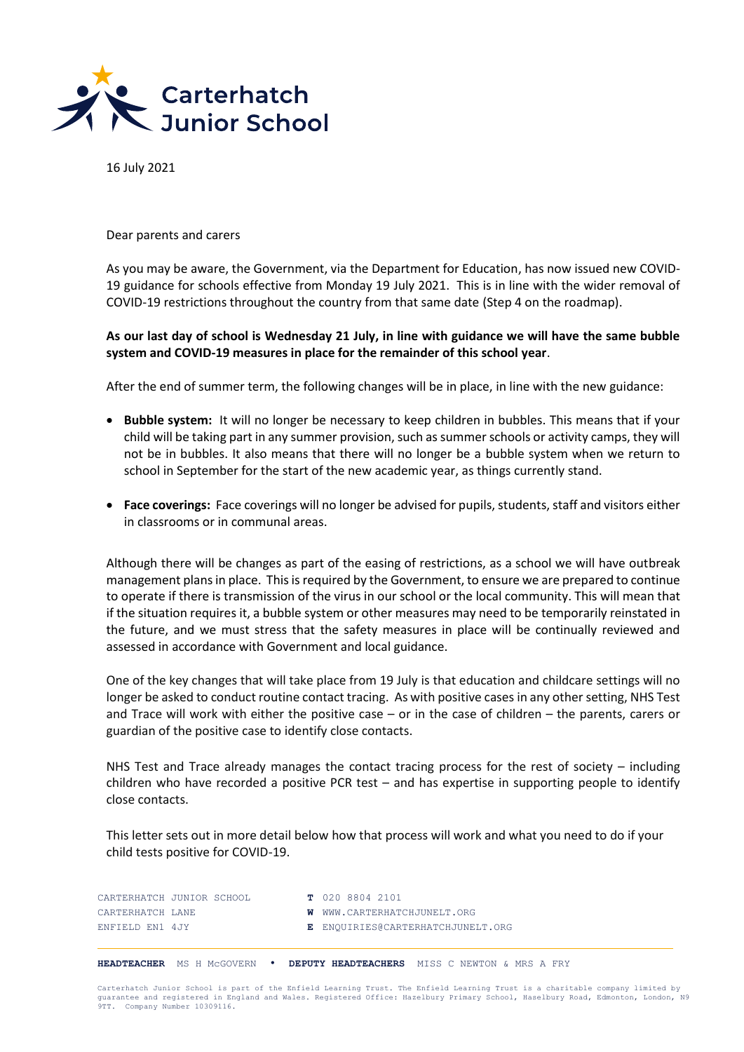Carterhatch Junior School

16 July 2021

Dear parents and carers

As you may be aware, the Government, via the Department for Education, has now issued new COVID-19 guidance for schools effective from Monday 19 July 2021. This is in line with the wider removal of COVID-19 restrictions throughout the country from that same date (Step 4 on the roadmap).

**As our last day of school is Wednesday 21 July, in line with guidance we will have the same bubble system and COVID-19 measures in place for the remainder of this school year**.

After the end of summer term, the following changes will be in place, in line with the new guidance:

- **Bubble system:** It will no longer be necessary to keep children in bubbles. This means that if your child will be taking part in any summer provision, such as summer schools or activity camps, they will not be in bubbles. It also means that there will no longer be a bubble system when we return to school in September for the start of the new academic year, as things currently stand.
- **Face coverings:** Face coverings will no longer be advised for pupils, students, staff and visitors either in classrooms or in communal areas.

Although there will be changes as part of the easing of restrictions, as a school we will have outbreak management plans in place. This is required by the Government, to ensure we are prepared to continue to operate if there is transmission of the virus in our school or the local community. This will mean that if the situation requires it, a bubble system or other measures may need to be temporarily reinstated in the future, and we must stress that the safety measures in place will be continually reviewed and assessed in accordance with Government and local guidance.

One of the key changes that will take place from 19 July is that education and childcare settings will no longer be asked to conduct routine contact tracing. As with positive cases in any other setting, NHS Test and Trace will work with either the positive case – or in the case of children – the parents, carers or guardian of the positive case to identify close contacts.

NHS Test and Trace already manages the contact tracing process for the rest of society – including children who have recorded a positive PCR test – and has expertise in supporting people to identify close contacts.

This letter sets out in more detail below how that process will work and what you need to do if your child tests positive for COVID-19.

CARTERHATCH JUNIOR SCHOOL
CARTERHATCH LANE
ENFIELD EN1 4JY

**T** 020 8804 2101
**W** WWW.CARTERHATCHJUNELT.ORG
**E** ENQUIRIES@CARTERHATCHJUNELT.ORG

**HEADTEACHER** MS H McGOVERN • **DEPUTY HEADTEACHERS** MISS C NEWTON & MRS A FRY

Carterhatch Junior School is part of the Enfield Learning Trust. The Enfield Learning Trust is a charitable company limited by guarantee and registered in England and Wales. Registered Office: Hazelbury Primary School, Haselbury Road, Edmonton, London, N9 9TT. Company Number 10309116.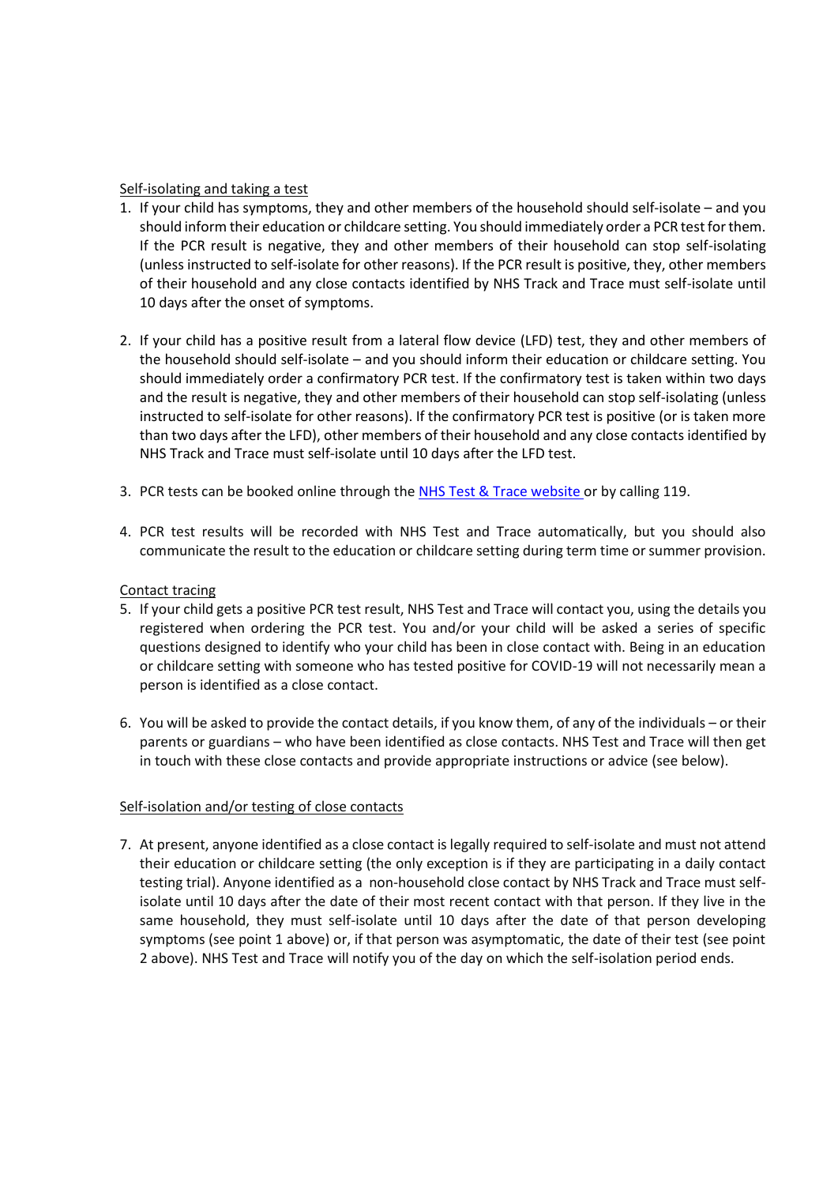Self-isolating and taking a test

1. If your child has symptoms, they and other members of the household should self-isolate – and you should inform their education or childcare setting. You should immediately order a PCR test for them. If the PCR result is negative, they and other members of their household can stop self-isolating (unless instructed to self-isolate for other reasons). If the PCR result is positive, they, other members of their household and any close contacts identified by NHS Track and Trace must self-isolate until 10 days after the onset of symptoms.

2. If your child has a positive result from a lateral flow device (LFD) test, they and other members of the household should self-isolate – and you should inform their education or childcare setting. You should immediately order a confirmatory PCR test. If the confirmatory test is taken within two days and the result is negative, they and other members of their household can stop self-isolating (unless instructed to self-isolate for other reasons). If the confirmatory PCR test is positive (or is taken more than two days after the LFD), other members of their household and any close contacts identified by NHS Track and Trace must self-isolate until 10 days after the LFD test.

3. PCR tests can be booked online through the NHS Test & Trace website or by calling 119.

4. PCR test results will be recorded with NHS Test and Trace automatically, but you should also communicate the result to the education or childcare setting during term time or summer provision.

Contact tracing

5. If your child gets a positive PCR test result, NHS Test and Trace will contact you, using the details you registered when ordering the PCR test. You and/or your child will be asked a series of specific questions designed to identify who your child has been in close contact with. Being in an education or childcare setting with someone who has tested positive for COVID-19 will not necessarily mean a person is identified as a close contact.

6. You will be asked to provide the contact details, if you know them, of any of the individuals – or their parents or guardians – who have been identified as close contacts. NHS Test and Trace will then get in touch with these close contacts and provide appropriate instructions or advice (see below).

Self-isolation and/or testing of close contacts

7. At present, anyone identified as a close contact is legally required to self-isolate and must not attend their education or childcare setting (the only exception is if they are participating in a daily contact testing trial). Anyone identified as a non-household close contact by NHS Track and Trace must self-isolate until 10 days after the date of their most recent contact with that person. If they live in the same household, they must self-isolate until 10 days after the date of that person developing symptoms (see point 1 above) or, if that person was asymptomatic, the date of their test (see point 2 above). NHS Test and Trace will notify you of the day on which the self-isolation period ends.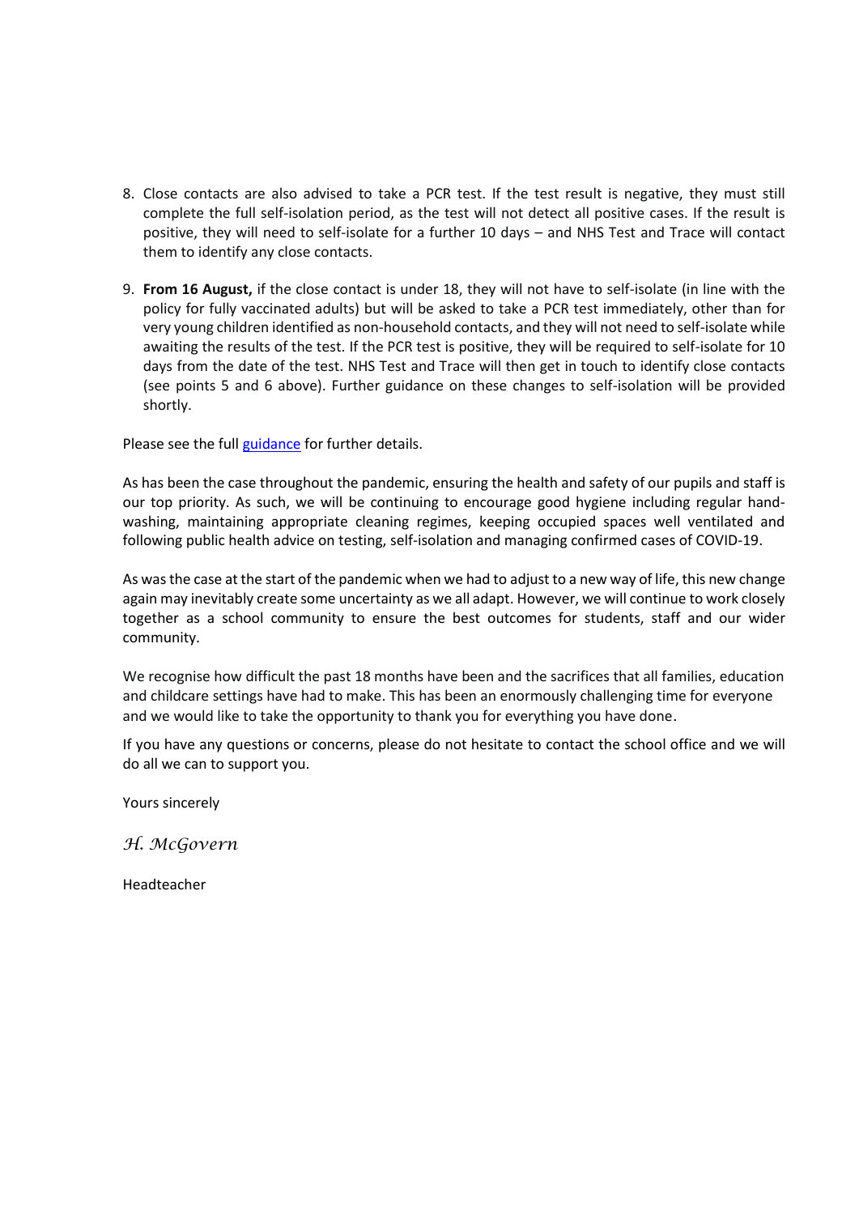8. Close contacts are also advised to take a PCR test. If the test result is negative, they must still complete the full self-isolation period, as the test will not detect all positive cases. If the result is positive, they will need to self-isolate for a further 10 days – and NHS Test and Trace will contact them to identify any close contacts.

9. **From 16 August,** if the close contact is under 18, they will not have to self-isolate (in line with the policy for fully vaccinated adults) but will be asked to take a PCR test immediately, other than for very young children identified as non-household contacts, and they will not need to self-isolate while awaiting the results of the test. If the PCR test is positive, they will be required to self-isolate for 10 days from the date of the test. NHS Test and Trace will then get in touch to identify close contacts (see points 5 and 6 above). Further guidance on these changes to self-isolation will be provided shortly.

Please see the full guidance for further details.

As has been the case throughout the pandemic, ensuring the health and safety of our pupils and staff is our top priority. As such, we will be continuing to encourage good hygiene including regular hand-washing, maintaining appropriate cleaning regimes, keeping occupied spaces well ventilated and following public health advice on testing, self-isolation and managing confirmed cases of COVID-19.

As was the case at the start of the pandemic when we had to adjust to a new way of life, this new change again may inevitably create some uncertainty as we all adapt. However, we will continue to work closely together as a school community to ensure the best outcomes for students, staff and our wider community.

We recognise how difficult the past 18 months have been and the sacrifices that all families, education and childcare settings have had to make. This has been an enormously challenging time for everyone and we would like to take the opportunity to thank you for everything you have done.

If you have any questions or concerns, please do not hesitate to contact the school office and we will do all we can to support you.

Yours sincerely

*H. McGovern*

Headteacher